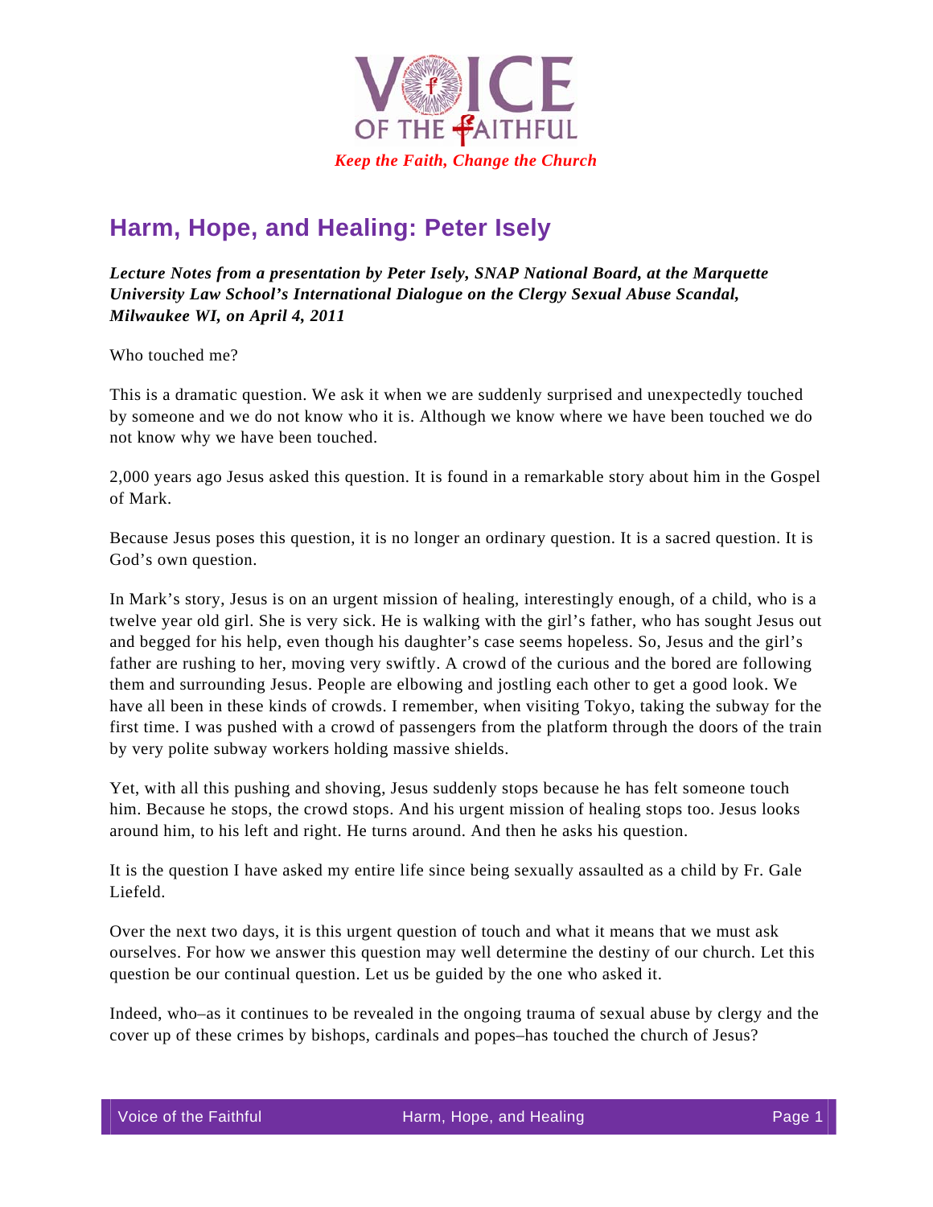VOICE OF THE FAITHFUL

*Keep the Faith, Change the Church*

# Harm, Hope, and Healing: Peter Isely

***Lecture Notes from a presentation by Peter Isely, SNAP National Board, at the Marquette University Law School's International Dialogue on the Clergy Sexual Abuse Scandal, Milwaukee WI, on April 4, 2011***

Who touched me?

This is a dramatic question. We ask it when we are suddenly surprised and unexpectedly touched by someone and we do not know who it is. Although we know where we have been touched we do not know why we have been touched.

2,000 years ago Jesus asked this question. It is found in a remarkable story about him in the Gospel of Mark.

Because Jesus poses this question, it is no longer an ordinary question. It is a sacred question. It is God's own question.

In Mark's story, Jesus is on an urgent mission of healing, interestingly enough, of a child, who is a twelve year old girl. She is very sick. He is walking with the girl's father, who has sought Jesus out and begged for his help, even though his daughter's case seems hopeless. So, Jesus and the girl's father are rushing to her, moving very swiftly. A crowd of the curious and the bored are following them and surrounding Jesus. People are elbowing and jostling each other to get a good look. We have all been in these kinds of crowds. I remember, when visiting Tokyo, taking the subway for the first time. I was pushed with a crowd of passengers from the platform through the doors of the train by very polite subway workers holding massive shields.

Yet, with all this pushing and shoving, Jesus suddenly stops because he has felt someone touch him. Because he stops, the crowd stops. And his urgent mission of healing stops too. Jesus looks around him, to his left and right. He turns around. And then he asks his question.

It is the question I have asked my entire life since being sexually assaulted as a child by Fr. Gale Liefeld.

Over the next two days, it is this urgent question of touch and what it means that we must ask ourselves. For how we answer this question may well determine the destiny of our church. Let this question be our continual question. Let us be guided by the one who asked it.

Indeed, who–as it continues to be revealed in the ongoing trauma of sexual abuse by clergy and the cover up of these crimes by bishops, cardinals and popes–has touched the church of Jesus?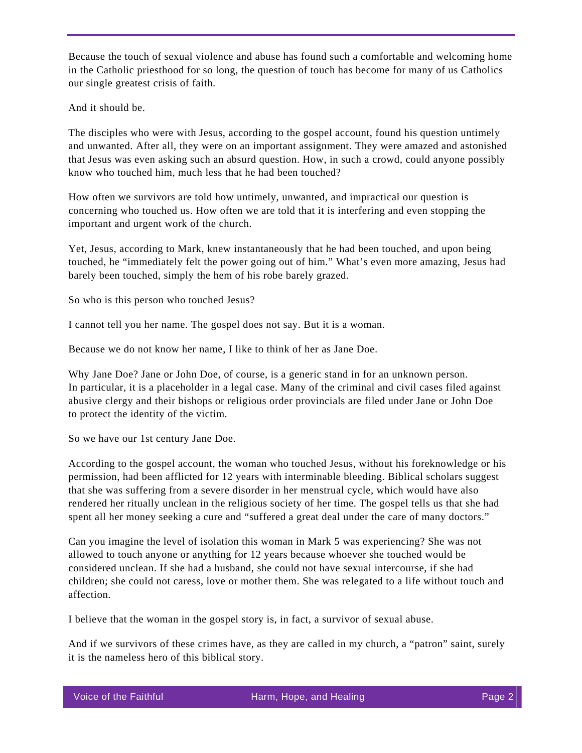Because the touch of sexual violence and abuse has found such a comfortable and welcoming home in the Catholic priesthood for so long, the question of touch has become for many of us Catholics our single greatest crisis of faith.

And it should be.

The disciples who were with Jesus, according to the gospel account, found his question untimely and unwanted. After all, they were on an important assignment. They were amazed and astonished that Jesus was even asking such an absurd question. How, in such a crowd, could anyone possibly know who touched him, much less that he had been touched?

How often we survivors are told how untimely, unwanted, and impractical our question is concerning who touched us. How often we are told that it is interfering and even stopping the important and urgent work of the church.

Yet, Jesus, according to Mark, knew instantaneously that he had been touched, and upon being touched, he "immediately felt the power going out of him." What's even more amazing, Jesus had barely been touched, simply the hem of his robe barely grazed.

So who is this person who touched Jesus?

I cannot tell you her name. The gospel does not say. But it is a woman.

Because we do not know her name, I like to think of her as Jane Doe.

Why Jane Doe? Jane or John Doe, of course, is a generic stand in for an unknown person. In particular, it is a placeholder in a legal case. Many of the criminal and civil cases filed against abusive clergy and their bishops or religious order provincials are filed under Jane or John Doe to protect the identity of the victim.

So we have our 1st century Jane Doe.

According to the gospel account, the woman who touched Jesus, without his foreknowledge or his permission, had been afflicted for 12 years with interminable bleeding. Biblical scholars suggest that she was suffering from a severe disorder in her menstrual cycle, which would have also rendered her ritually unclean in the religious society of her time. The gospel tells us that she had spent all her money seeking a cure and "suffered a great deal under the care of many doctors."

Can you imagine the level of isolation this woman in Mark 5 was experiencing? She was not allowed to touch anyone or anything for 12 years because whoever she touched would be considered unclean. If she had a husband, she could not have sexual intercourse, if she had children; she could not caress, love or mother them. She was relegated to a life without touch and affection.

I believe that the woman in the gospel story is, in fact, a survivor of sexual abuse.

And if we survivors of these crimes have, as they are called in my church, a "patron" saint, surely it is the nameless hero of this biblical story.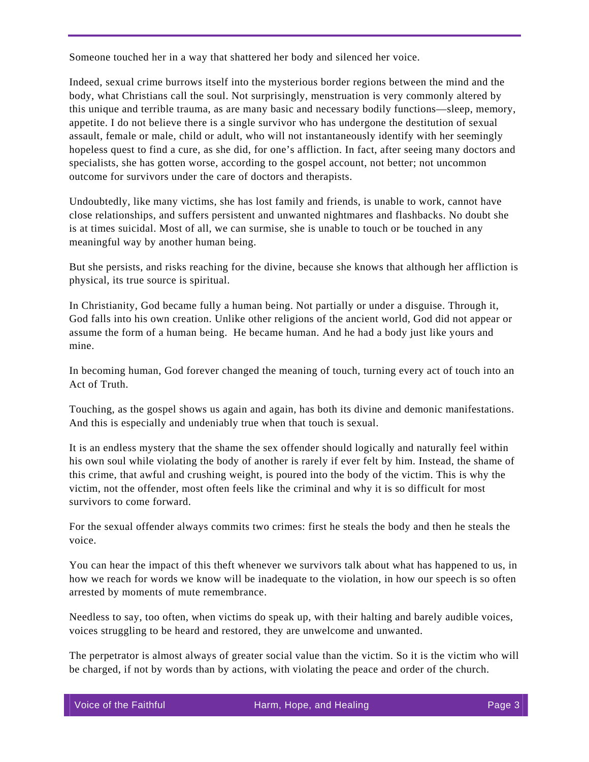Someone touched her in a way that shattered her body and silenced her voice.

Indeed, sexual crime burrows itself into the mysterious border regions between the mind and the body, what Christians call the soul. Not surprisingly, menstruation is very commonly altered by this unique and terrible trauma, as are many basic and necessary bodily functions—sleep, memory, appetite. I do not believe there is a single survivor who has undergone the destitution of sexual assault, female or male, child or adult, who will not instantaneously identify with her seemingly hopeless quest to find a cure, as she did, for one's affliction. In fact, after seeing many doctors and specialists, she has gotten worse, according to the gospel account, not better; not uncommon outcome for survivors under the care of doctors and therapists.

Undoubtedly, like many victims, she has lost family and friends, is unable to work, cannot have close relationships, and suffers persistent and unwanted nightmares and flashbacks. No doubt she is at times suicidal. Most of all, we can surmise, she is unable to touch or be touched in any meaningful way by another human being.

But she persists, and risks reaching for the divine, because she knows that although her affliction is physical, its true source is spiritual.

In Christianity, God became fully a human being. Not partially or under a disguise. Through it, God falls into his own creation. Unlike other religions of the ancient world, God did not appear or assume the form of a human being. He became human. And he had a body just like yours and mine.

In becoming human, God forever changed the meaning of touch, turning every act of touch into an Act of Truth.

Touching, as the gospel shows us again and again, has both its divine and demonic manifestations. And this is especially and undeniably true when that touch is sexual.

It is an endless mystery that the shame the sex offender should logically and naturally feel within his own soul while violating the body of another is rarely if ever felt by him. Instead, the shame of this crime, that awful and crushing weight, is poured into the body of the victim. This is why the victim, not the offender, most often feels like the criminal and why it is so difficult for most survivors to come forward.

For the sexual offender always commits two crimes: first he steals the body and then he steals the voice.

You can hear the impact of this theft whenever we survivors talk about what has happened to us, in how we reach for words we know will be inadequate to the violation, in how our speech is so often arrested by moments of mute remembrance.

Needless to say, too often, when victims do speak up, with their halting and barely audible voices, voices struggling to be heard and restored, they are unwelcome and unwanted.

The perpetrator is almost always of greater social value than the victim. So it is the victim who will be charged, if not by words than by actions, with violating the peace and order of the church.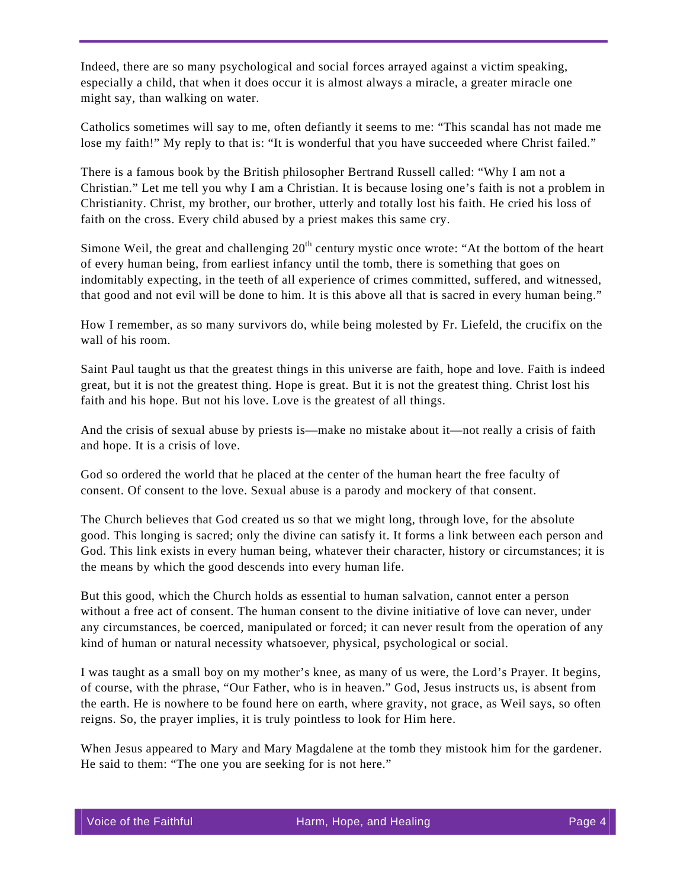Indeed, there are so many psychological and social forces arrayed against a victim speaking, especially a child, that when it does occur it is almost always a miracle, a greater miracle one might say, than walking on water.

Catholics sometimes will say to me, often defiantly it seems to me: “This scandal has not made me lose my faith!” My reply to that is: “It is wonderful that you have succeeded where Christ failed.”

There is a famous book by the British philosopher Bertrand Russell called: “Why I am not a Christian.” Let me tell you why I am a Christian. It is because losing one’s faith is not a problem in Christianity. Christ, my brother, our brother, utterly and totally lost his faith. He cried his loss of faith on the cross. Every child abused by a priest makes this same cry.

Simone Weil, the great and challenging 20th century mystic once wrote: “At the bottom of the heart of every human being, from earliest infancy until the tomb, there is something that goes on indomitably expecting, in the teeth of all experience of crimes committed, suffered, and witnessed, that good and not evil will be done to him. It is this above all that is sacred in every human being.”

How I remember, as so many survivors do, while being molested by Fr. Liefeld, the crucifix on the wall of his room.

Saint Paul taught us that the greatest things in this universe are faith, hope and love. Faith is indeed great, but it is not the greatest thing. Hope is great. But it is not the greatest thing. Christ lost his faith and his hope. But not his love. Love is the greatest of all things.

And the crisis of sexual abuse by priests is—make no mistake about it—not really a crisis of faith and hope. It is a crisis of love.

God so ordered the world that he placed at the center of the human heart the free faculty of consent. Of consent to the love. Sexual abuse is a parody and mockery of that consent.

The Church believes that God created us so that we might long, through love, for the absolute good. This longing is sacred; only the divine can satisfy it. It forms a link between each person and God. This link exists in every human being, whatever their character, history or circumstances; it is the means by which the good descends into every human life.

But this good, which the Church holds as essential to human salvation, cannot enter a person without a free act of consent. The human consent to the divine initiative of love can never, under any circumstances, be coerced, manipulated or forced; it can never result from the operation of any kind of human or natural necessity whatsoever, physical, psychological or social.

I was taught as a small boy on my mother’s knee, as many of us were, the Lord’s Prayer. It begins, of course, with the phrase, “Our Father, who is in heaven.” God, Jesus instructs us, is absent from the earth. He is nowhere to be found here on earth, where gravity, not grace, as Weil says, so often reigns. So, the prayer implies, it is truly pointless to look for Him here.

When Jesus appeared to Mary and Mary Magdalene at the tomb they mistook him for the gardener. He said to them: “The one you are seeking for is not here.”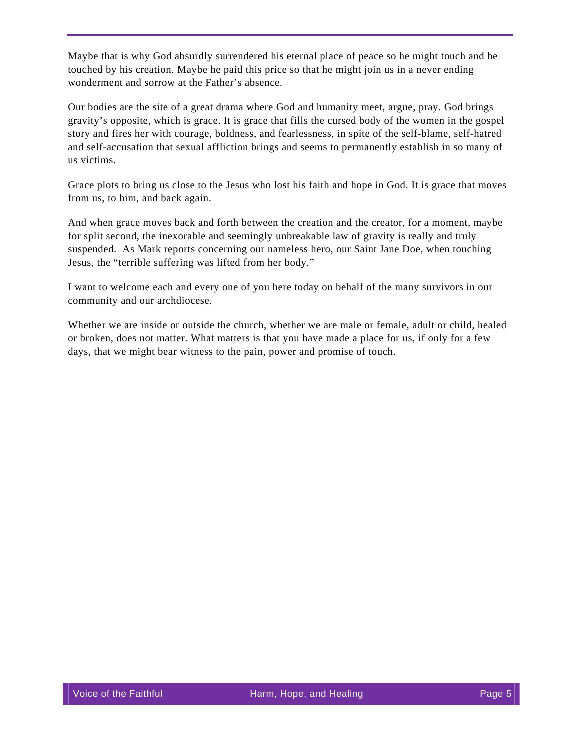Maybe that is why God absurdly surrendered his eternal place of peace so he might touch and be touched by his creation. Maybe he paid this price so that he might join us in a never ending wonderment and sorrow at the Father's absence.

Our bodies are the site of a great drama where God and humanity meet, argue, pray. God brings gravity's opposite, which is grace. It is grace that fills the cursed body of the women in the gospel story and fires her with courage, boldness, and fearlessness, in spite of the self-blame, self-hatred and self-accusation that sexual affliction brings and seems to permanently establish in so many of us victims.

Grace plots to bring us close to the Jesus who lost his faith and hope in God. It is grace that moves from us, to him, and back again.

And when grace moves back and forth between the creation and the creator, for a moment, maybe for split second, the inexorable and seemingly unbreakable law of gravity is really and truly suspended. As Mark reports concerning our nameless hero, our Saint Jane Doe, when touching Jesus, the "terrible suffering was lifted from her body."

I want to welcome each and every one of you here today on behalf of the many survivors in our community and our archdiocese.

Whether we are inside or outside the church, whether we are male or female, adult or child, healed or broken, does not matter. What matters is that you have made a place for us, if only for a few days, that we might bear witness to the pain, power and promise of touch.